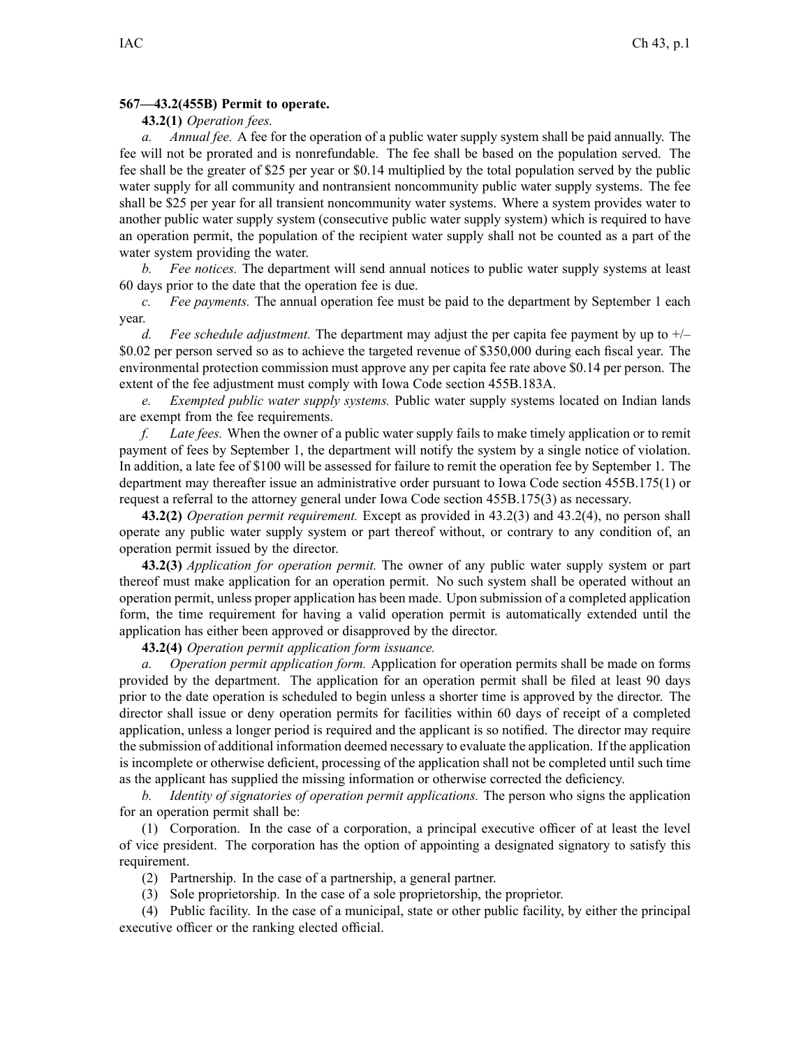**567—43.2(455B) Permit to operate.**

**43.2(1)** *Operation fees.*

*a. Annual fee.* A fee for the operation of a public water supply system shall be paid annually. The fee will not be prorated and is nonrefundable. The fee shall be based on the population served. The fee shall be the greater of $25 per year or $0.14 multiplied by the total population served by the public water supply for all community and nontransient noncommunity public water supply systems. The fee shall be $25 per year for all transient noncommunity water systems. Where a system provides water to another public water supply system (consecutive public water supply system) which is required to have an operation permit, the population of the recipient water supply shall not be counted as a part of the water system providing the water.

*b. Fee notices.* The department will send annual notices to public water supply systems at least 60 days prior to the date that the operation fee is due.

*c. Fee payments.* The annual operation fee must be paid to the department by September 1 each year.

*d. Fee schedule adjustment.* The department may adjust the per capita fee payment by up to +/– $0.02 per person served so as to achieve the targeted revenue of $350,000 during each fiscal year. The environmental protection commission must approve any per capita fee rate above $0.14 per person. The extent of the fee adjustment must comply with Iowa Code section 455B.183A.

*e. Exempted public water supply systems.* Public water supply systems located on Indian lands are exempt from the fee requirements.

*f. Late fees.* When the owner of a public water supply fails to make timely application or to remit payment of fees by September 1, the department will notify the system by a single notice of violation. In addition, a late fee of $100 will be assessed for failure to remit the operation fee by September 1. The department may thereafter issue an administrative order pursuant to Iowa Code section 455B.175(1) or request a referral to the attorney general under Iowa Code section 455B.175(3) as necessary.

**43.2(2)** *Operation permit requirement.* Except as provided in 43.2(3) and 43.2(4), no person shall operate any public water supply system or part thereof without, or contrary to any condition of, an operation permit issued by the director.

**43.2(3)** *Application for operation permit.* The owner of any public water supply system or part thereof must make application for an operation permit. No such system shall be operated without an operation permit, unless proper application has been made. Upon submission of a completed application form, the time requirement for having a valid operation permit is automatically extended until the application has either been approved or disapproved by the director.

**43.2(4)** *Operation permit application form issuance.*

*a. Operation permit application form.* Application for operation permits shall be made on forms provided by the department. The application for an operation permit shall be filed at least 90 days prior to the date operation is scheduled to begin unless a shorter time is approved by the director. The director shall issue or deny operation permits for facilities within 60 days of receipt of a completed application, unless a longer period is required and the applicant is so notified. The director may require the submission of additional information deemed necessary to evaluate the application. If the application is incomplete or otherwise deficient, processing of the application shall not be completed until such time as the applicant has supplied the missing information or otherwise corrected the deficiency.

*b. Identity of signatories of operation permit applications.* The person who signs the application for an operation permit shall be:

(1) Corporation. In the case of a corporation, a principal executive officer of at least the level of vice president. The corporation has the option of appointing a designated signatory to satisfy this requirement.

(2) Partnership. In the case of a partnership, a general partner.

(3) Sole proprietorship. In the case of a sole proprietorship, the proprietor.

(4) Public facility. In the case of a municipal, state or other public facility, by either the principal executive officer or the ranking elected official.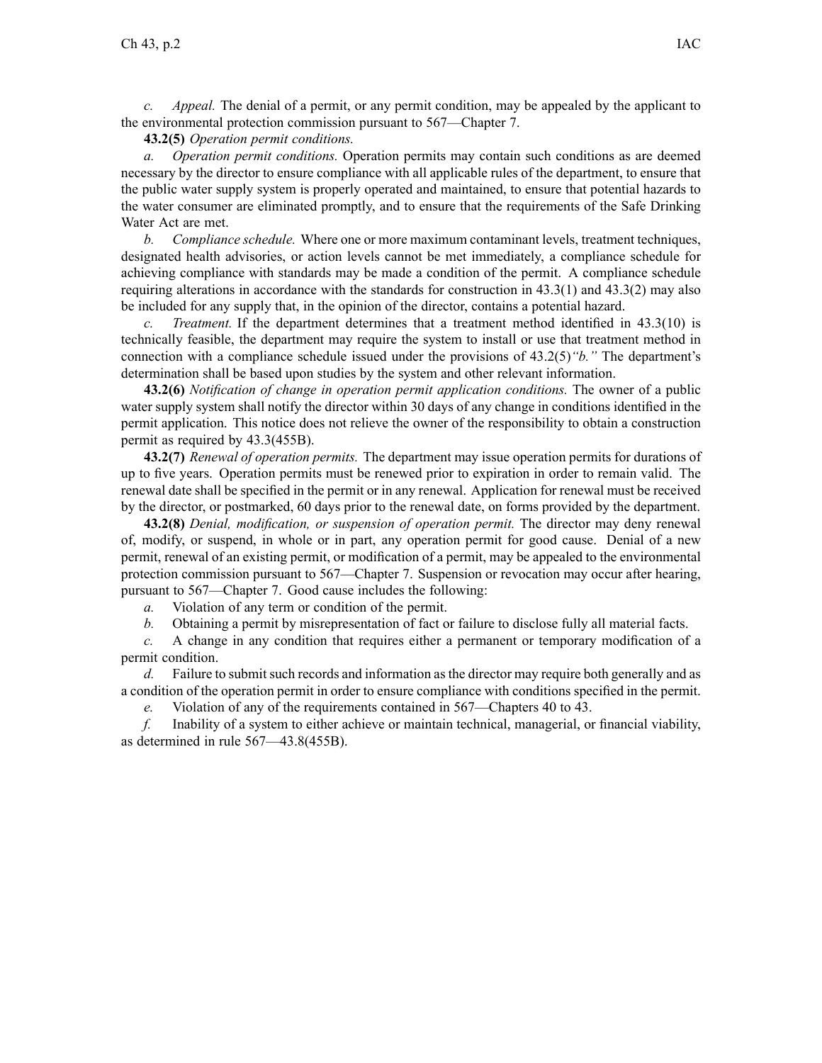*c. Appeal.* The denial of a permit, or any permit condition, may be appealed by the applicant to the environmental protection commission pursuant to 567—Chapter 7.

**43.2(5)** *Operation permit conditions.*

*a. Operation permit conditions.* Operation permits may contain such conditions as are deemed necessary by the director to ensure compliance with all applicable rules of the department, to ensure that the public water supply system is properly operated and maintained, to ensure that potential hazards to the water consumer are eliminated promptly, and to ensure that the requirements of the Safe Drinking Water Act are met.

*b. Compliance schedule.* Where one or more maximum contaminant levels, treatment techniques, designated health advisories, or action levels cannot be met immediately, a compliance schedule for achieving compliance with standards may be made a condition of the permit. A compliance schedule requiring alterations in accordance with the standards for construction in 43.3(1) and 43.3(2) may also be included for any supply that, in the opinion of the director, contains a potential hazard.

*c. Treatment.* If the department determines that a treatment method identified in 43.3(10) is technically feasible, the department may require the system to install or use that treatment method in connection with a compliance schedule issued under the provisions of 43.2(5)*"b."* The department's determination shall be based upon studies by the system and other relevant information.

**43.2(6)** *Notification of change in operation permit application conditions.* The owner of a public water supply system shall notify the director within 30 days of any change in conditions identified in the permit application. This notice does not relieve the owner of the responsibility to obtain a construction permit as required by 43.3(455B).

**43.2(7)** *Renewal of operation permits.* The department may issue operation permits for durations of up to five years. Operation permits must be renewed prior to expiration in order to remain valid. The renewal date shall be specified in the permit or in any renewal. Application for renewal must be received by the director, or postmarked, 60 days prior to the renewal date, on forms provided by the department.

**43.2(8)** *Denial, modification, or suspension of operation permit.* The director may deny renewal of, modify, or suspend, in whole or in part, any operation permit for good cause. Denial of a new permit, renewal of an existing permit, or modification of a permit, may be appealed to the environmental protection commission pursuant to 567—Chapter 7. Suspension or revocation may occur after hearing, pursuant to 567—Chapter 7. Good cause includes the following:

*a.* Violation of any term or condition of the permit.

*b.* Obtaining a permit by misrepresentation of fact or failure to disclose fully all material facts.

*c.* A change in any condition that requires either a permanent or temporary modification of a permit condition.

*d.* Failure to submit such records and information as the director may require both generally and as a condition of the operation permit in order to ensure compliance with conditions specified in the permit.

*e.* Violation of any of the requirements contained in 567—Chapters 40 to 43.

*f.* Inability of a system to either achieve or maintain technical, managerial, or financial viability, as determined in rule 567—43.8(455B).